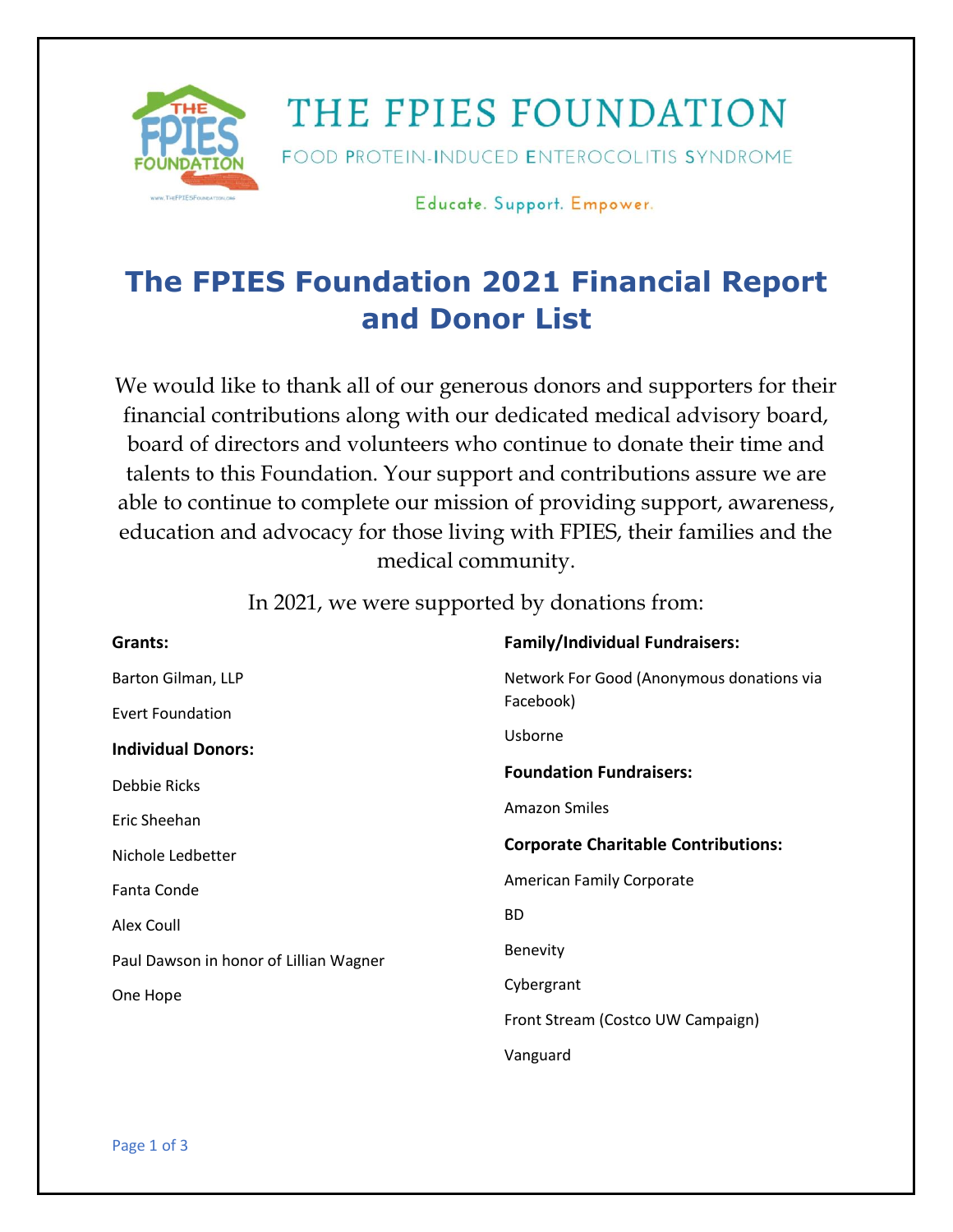# THE FPIES FOUNDATION

FOOD PROTEIN-INDUCED ENTEROCOLITIS SYNDROME

Educate. Support. Empower.

# The FPIES Foundation 2021 Financial Report and Donor List

We would like to thank all of our generous donors and supporters for their financial contributions along with our dedicated medical advisory board, board of directors and volunteers who continue to donate their time and talents to this Foundation. Your support and contributions assure we are able to continue to complete our mission of providing support, awareness, education and advocacy for those living with FPIES, their families and the medical community.

In 2021, we were supported by donations from:

**Grants:**

Barton Gilman, LLP

Evert Foundation

**Individual Donors:**

Debbie Ricks

Eric Sheehan

Nichole Ledbetter

Fanta Conde

Alex Coull

Paul Dawson in honor of Lillian Wagner

One Hope

**Family/Individual Fundraisers:**

Network For Good (Anonymous donations via Facebook)

Usborne

**Foundation Fundraisers:**

Amazon Smiles

**Corporate Charitable Contributions:**

American Family Corporate

BD

Benevity

Cybergrant

Front Stream (Costco UW Campaign)

Vanguard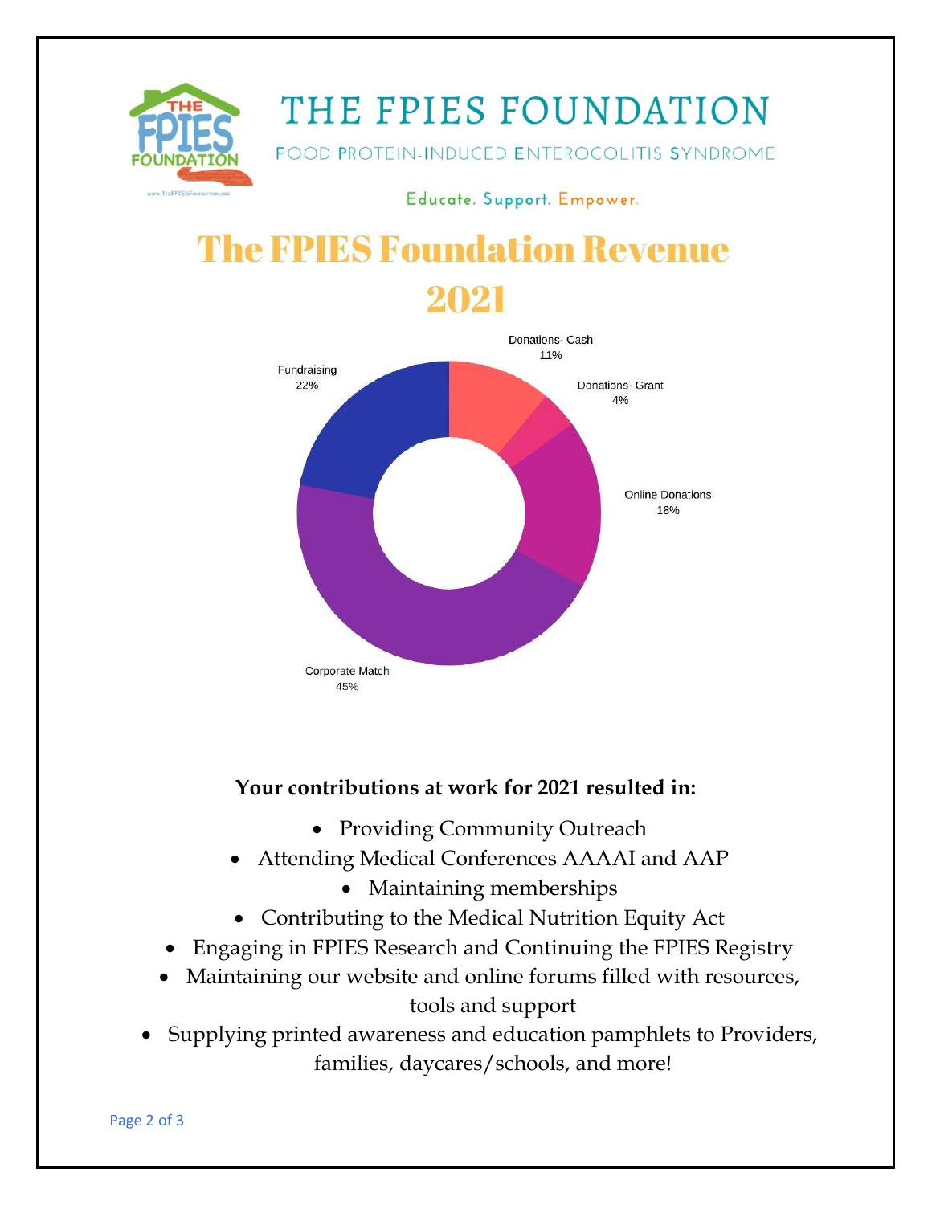# THE FPIES FOUNDATION

FOOD PROTEIN-INDUCED ENTEROCOLITIS SYNDROME

Educate. Support. Empower.

## The FPIES Foundation Revenue 2021

Donations- Cash 11%

Donations- Grant 4%

Online Donations 18%

Corporate Match 45%

Fundraising 22%

**Your contributions at work for 2021 resulted in:**

- Providing Community Outreach
- Attending Medical Conferences AAAAI and AAP
- Maintaining memberships
- Contributing to the Medical Nutrition Equity Act
- Engaging in FPIES Research and Continuing the FPIES Registry
- Maintaining our website and online forums filled with resources, tools and support
- Supplying printed awareness and education pamphlets to Providers, families, daycares/schools, and more!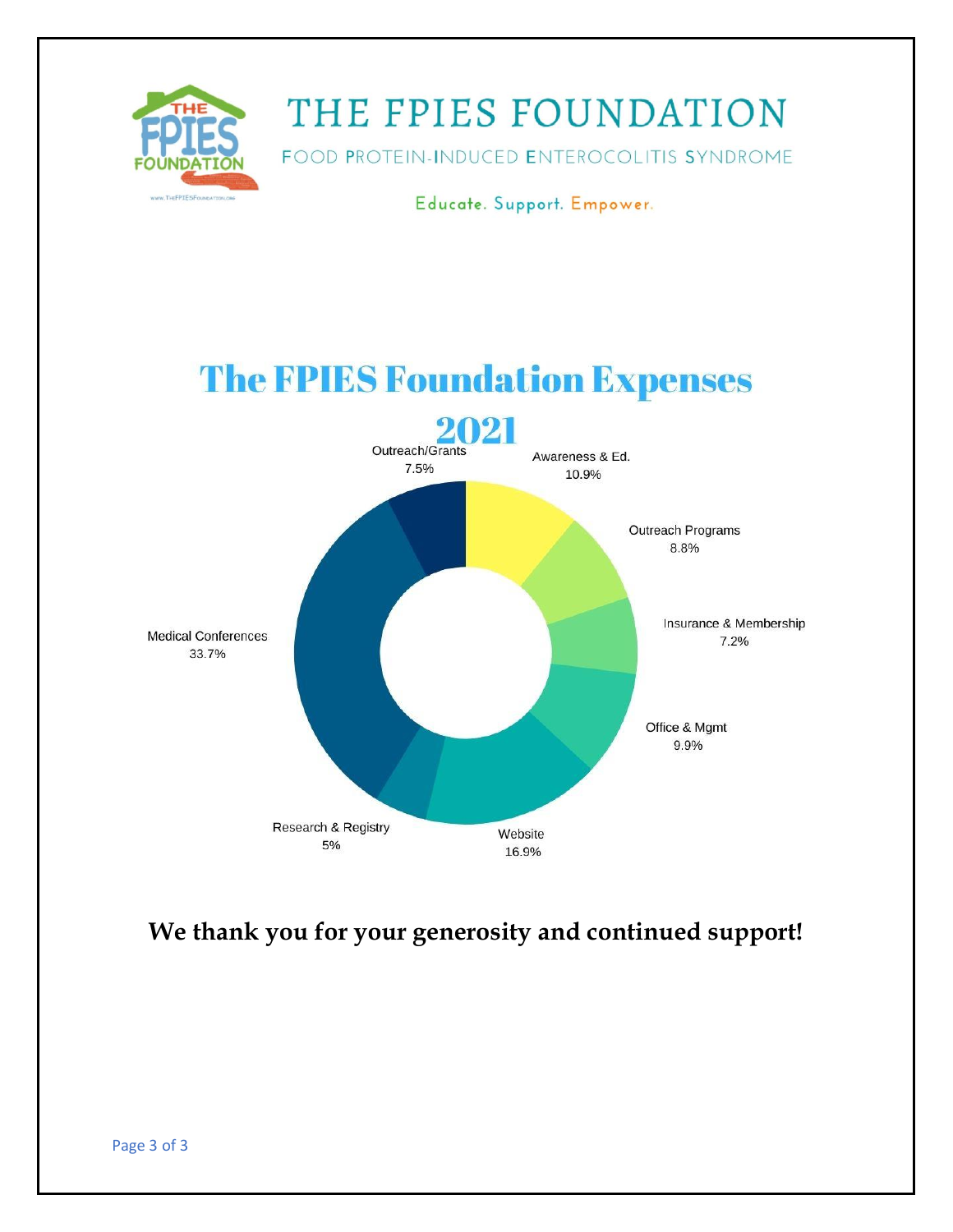# THE FPIES FOUNDATION

FOOD PROTEIN-INDUCED ENTEROCOLITIS SYNDROME

Educate. Support. Empower.

## The FPIES Foundation Expenses 2021

Outreach/Grants
7.5%

Awareness & Ed.
10.9%

Outreach Programs
8.8%

Insurance & Membership
7.2%

Office & Mgmt
9.9%

Website
16.9%

Research & Registry
5%

Medical Conferences
33.7%

**We thank you for your generosity and continued support!**